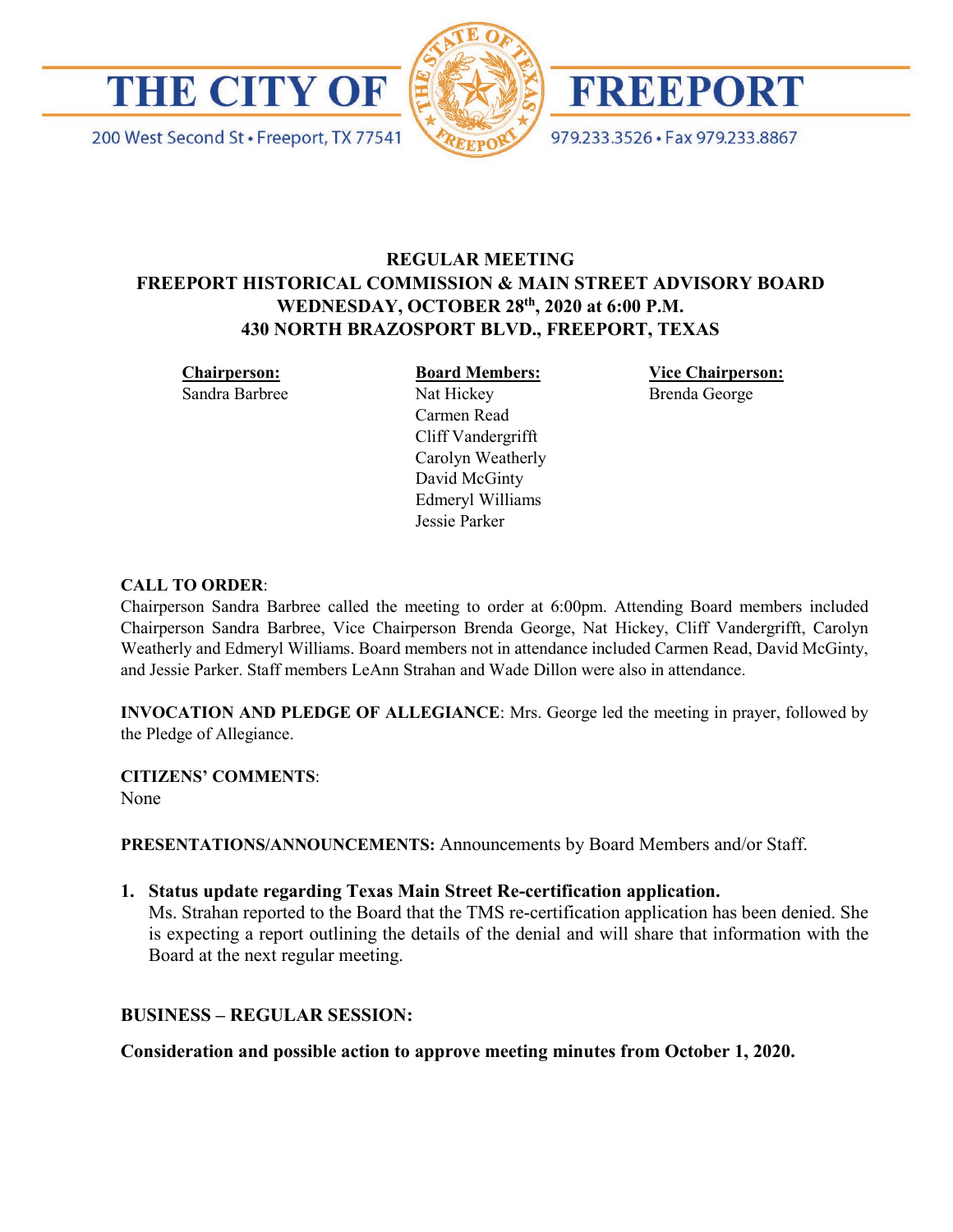# THE CITY OF FREEPORT

200 West Second St • Freeport, TX 77541

979.233.3526 • Fax 979.233.8867

**REGULAR MEETING**
**FREEPORT HISTORICAL COMMISSION & MAIN STREET ADVISORY BOARD**
**WEDNESDAY, OCTOBER 28th, 2020 at 6:00 P.M.**
**430 NORTH BRAZOSPORT BLVD., FREEPORT, TEXAS**

**Chairperson:**
Sandra Barbree

**Board Members:**
Nat Hickey
Carmen Read
Cliff Vandergrifft
Carolyn Weatherly
David McGinty
Edmeryl Williams
Jessie Parker

**Vice Chairperson:**
Brenda George

**CALL TO ORDER**:
Chairperson Sandra Barbree called the meeting to order at 6:00pm. Attending Board members included Chairperson Sandra Barbree, Vice Chairperson Brenda George, Nat Hickey, Cliff Vandergrifft, Carolyn Weatherly and Edmeryl Williams. Board members not in attendance included Carmen Read, David McGinty, and Jessie Parker. Staff members LeAnn Strahan and Wade Dillon were also in attendance.

**INVOCATION AND PLEDGE OF ALLEGIANCE**: Mrs. George led the meeting in prayer, followed by the Pledge of Allegiance.

**CITIZENS' COMMENTS**:
None

**PRESENTATIONS/ANNOUNCEMENTS:** Announcements by Board Members and/or Staff.

1. **Status update regarding Texas Main Street Re-certification application.**
   Ms. Strahan reported to the Board that the TMS re-certification application has been denied. She is expecting a report outlining the details of the denial and will share that information with the Board at the next regular meeting.

**BUSINESS – REGULAR SESSION:**

**Consideration and possible action to approve meeting minutes from October 1, 2020.**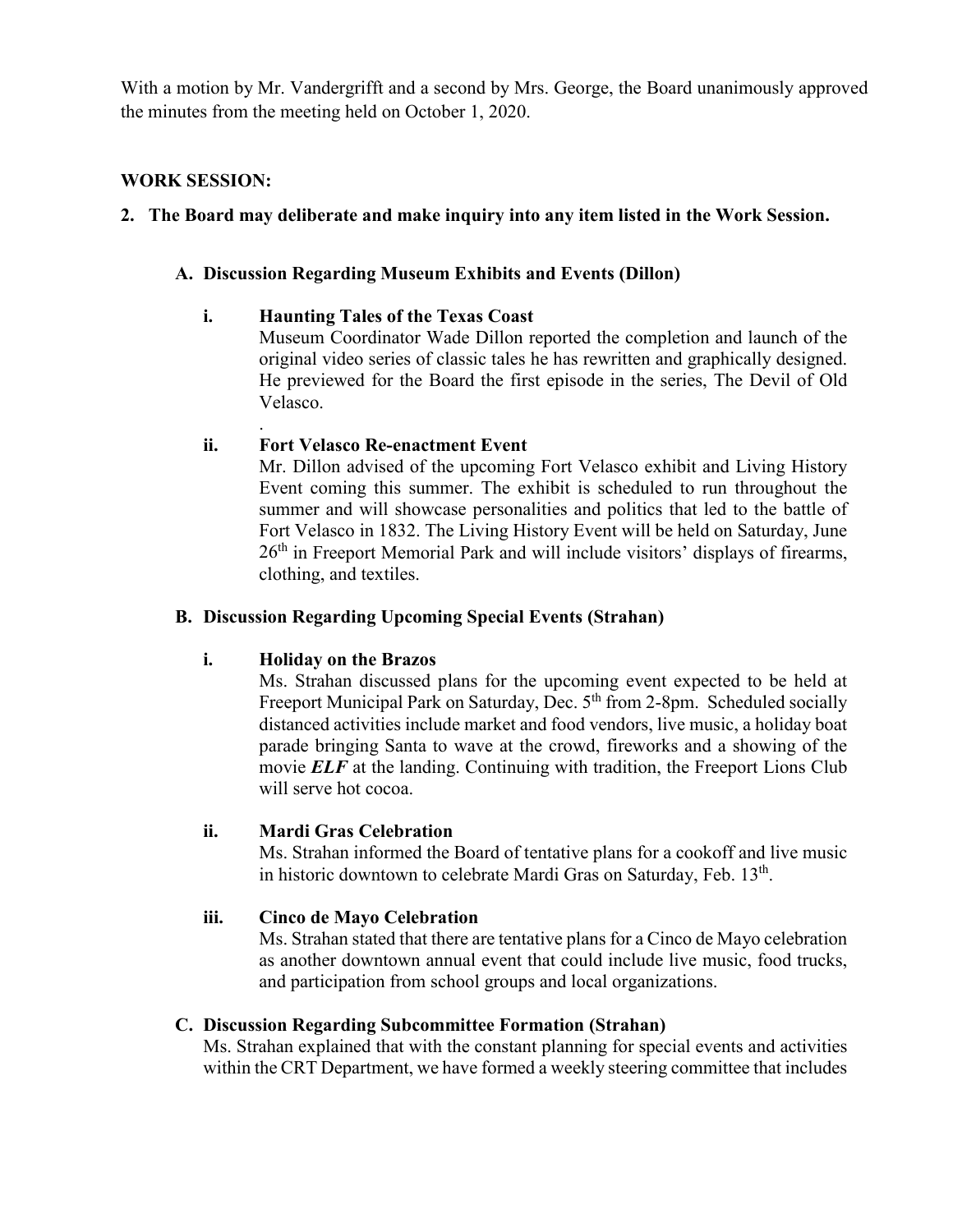With a motion by Mr. Vandergrifft and a second by Mrs. George, the Board unanimously approved the minutes from the meeting held on October 1, 2020.

**WORK SESSION:**

**2. The Board may deliberate and make inquiry into any item listed in the Work Session.**

**A. Discussion Regarding Museum Exhibits and Events (Dillon)**

**i. Haunting Tales of the Texas Coast**

Museum Coordinator Wade Dillon reported the completion and launch of the original video series of classic tales he has rewritten and graphically designed. He previewed for the Board the first episode in the series, The Devil of Old Velasco.

.

**ii. Fort Velasco Re-enactment Event**

Mr. Dillon advised of the upcoming Fort Velasco exhibit and Living History Event coming this summer. The exhibit is scheduled to run throughout the summer and will showcase personalities and politics that led to the battle of Fort Velasco in 1832. The Living History Event will be held on Saturday, June 26th in Freeport Memorial Park and will include visitors' displays of firearms, clothing, and textiles.

**B. Discussion Regarding Upcoming Special Events (Strahan)**

**i. Holiday on the Brazos**

Ms. Strahan discussed plans for the upcoming event expected to be held at Freeport Municipal Park on Saturday, Dec. 5th from 2-8pm. Scheduled socially distanced activities include market and food vendors, live music, a holiday boat parade bringing Santa to wave at the crowd, fireworks and a showing of the movie ***ELF*** at the landing. Continuing with tradition, the Freeport Lions Club will serve hot cocoa.

**ii. Mardi Gras Celebration**

Ms. Strahan informed the Board of tentative plans for a cookoff and live music in historic downtown to celebrate Mardi Gras on Saturday, Feb. 13th.

**iii. Cinco de Mayo Celebration**

Ms. Strahan stated that there are tentative plans for a Cinco de Mayo celebration as another downtown annual event that could include live music, food trucks, and participation from school groups and local organizations.

**C. Discussion Regarding Subcommittee Formation (Strahan)**

Ms. Strahan explained that with the constant planning for special events and activities within the CRT Department, we have formed a weekly steering committee that includes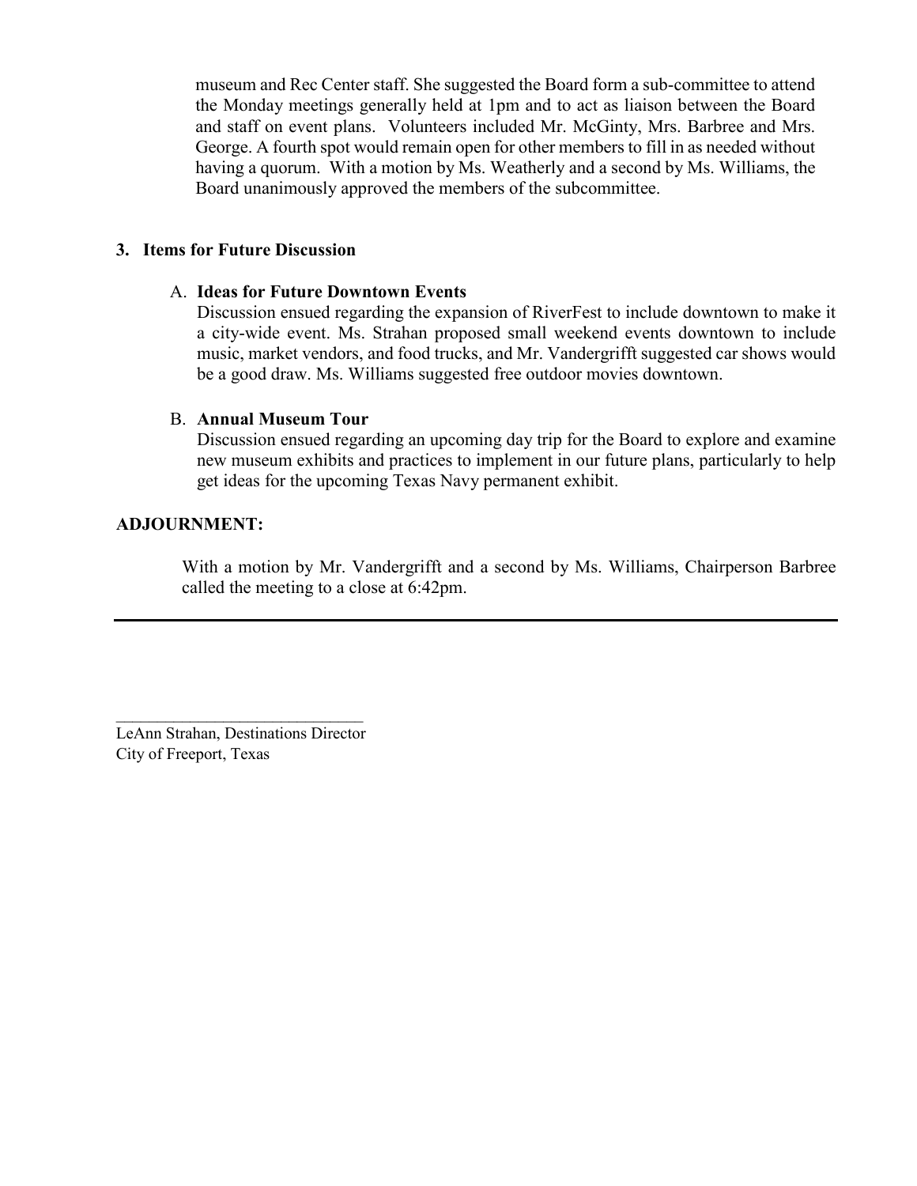museum and Rec Center staff. She suggested the Board form a sub-committee to attend the Monday meetings generally held at 1pm and to act as liaison between the Board and staff on event plans. Volunteers included Mr. McGinty, Mrs. Barbree and Mrs. George. A fourth spot would remain open for other members to fill in as needed without having a quorum. With a motion by Ms. Weatherly and a second by Ms. Williams, the Board unanimously approved the members of the subcommittee.

**3. Items for Future Discussion**

A. **Ideas for Future Downtown Events**
Discussion ensued regarding the expansion of RiverFest to include downtown to make it a city-wide event. Ms. Strahan proposed small weekend events downtown to include music, market vendors, and food trucks, and Mr. Vandergrifft suggested car shows would be a good draw. Ms. Williams suggested free outdoor movies downtown.

B. **Annual Museum Tour**
Discussion ensued regarding an upcoming day trip for the Board to explore and examine new museum exhibits and practices to implement in our future plans, particularly to help get ideas for the upcoming Texas Navy permanent exhibit.

**ADJOURNMENT:**

With a motion by Mr. Vandergrifft and a second by Ms. Williams, Chairperson Barbree called the meeting to a close at 6:42pm.

---

\_\_\_\_\_\_\_\_\_\_\_\_\_\_\_\_\_\_\_\_\_\_\_\_\_\_\_\_\_\_
LeAnn Strahan, Destinations Director
City of Freeport, Texas